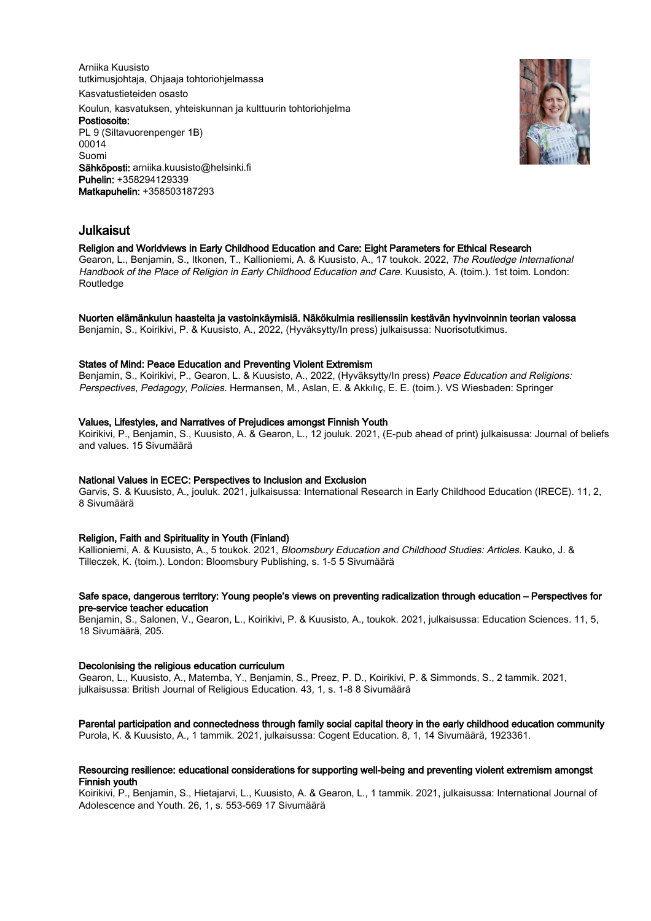Arniika Kuusisto
tutkimusjohtaja, Ohjaaja tohtoriohjelmassa
Kasvatustieteiden osasto
Koulun, kasvatuksen, yhteiskunnan ja kulttuurin tohtoriohjelma
**Postiosoite:**
PL 9 (Siltavuorenpenger 1B)
00014
Suomi
**Sähköposti:** arniika.kuusisto@helsinki.fi
**Puhelin:** +358294129339
**Matkapuhelin:** +358503187293

# Julkaisut

**Religion and Worldviews in Early Childhood Education and Care: Eight Parameters for Ethical Research**
Gearon, L., Benjamin, S., Itkonen, T., Kallioniemi, A. & Kuusisto, A., 17 toukok. 2022, *The Routledge International Handbook of the Place of Religion in Early Childhood Education and Care.* Kuusisto, A. (toim.). 1st toim. London: Routledge

**Nuorten elämänkulun haasteita ja vastoinkäymisiä. Näkökulmia resilienssiin kestävän hyvinvoinnin teorian valossa**
Benjamin, S., Koirikivi, P. & Kuusisto, A., 2022, (Hyväksytty/In press) julkaisussa: Nuorisotutkimus.

**States of Mind: Peace Education and Preventing Violent Extremism**
Benjamin, S., Koirikivi, P., Gearon, L. & Kuusisto, A., 2022, (Hyväksytty/In press) *Peace Education and Religions: Perspectives, Pedagogy, Policies.* Hermansen, M., Aslan, E. & Akkılıç, E. E. (toim.). VS Wiesbaden: Springer

**Values, Lifestyles, and Narratives of Prejudices amongst Finnish Youth**
Koirikivi, P., Benjamin, S., Kuusisto, A. & Gearon, L., 12 jouluk. 2021, (E-pub ahead of print) julkaisussa: Journal of beliefs and values. 15 Sivumäärä

**National Values in ECEC: Perspectives to Inclusion and Exclusion**
Garvis, S. & Kuusisto, A., jouluk. 2021, julkaisussa: International Research in Early Childhood Education (IRECE). 11, 2, 8 Sivumäärä

**Religion, Faith and Spirituality in Youth (Finland)**
Kallioniemi, A. & Kuusisto, A., 5 toukok. 2021, *Bloomsbury Education and Childhood Studies: Articles.* Kauko, J. & Tilleczek, K. (toim.). London: Bloomsbury Publishing, s. 1-5 5 Sivumäärä

**Safe space, dangerous territory: Young people's views on preventing radicalization through education – Perspectives for pre-service teacher education**
Benjamin, S., Salonen, V., Gearon, L., Koirikivi, P. & Kuusisto, A., toukok. 2021, julkaisussa: Education Sciences. 11, 5, 18 Sivumäärä, 205.

**Decolonising the religious education curriculum**
Gearon, L., Kuusisto, A., Matemba, Y., Benjamin, S., Preez, P. D., Koirikivi, P. & Simmonds, S., 2 tammik. 2021, julkaisussa: British Journal of Religious Education. 43, 1, s. 1-8 8 Sivumäärä

**Parental participation and connectedness through family social capital theory in the early childhood education community**
Purola, K. & Kuusisto, A., 1 tammik. 2021, julkaisussa: Cogent Education. 8, 1, 14 Sivumäärä, 1923361.

**Resourcing resilience: educational considerations for supporting well-being and preventing violent extremism amongst Finnish youth**
Koirikivi, P., Benjamin, S., Hietajarvi, L., Kuusisto, A. & Gearon, L., 1 tammik. 2021, julkaisussa: International Journal of Adolescence and Youth. 26, 1, s. 553-569 17 Sivumäärä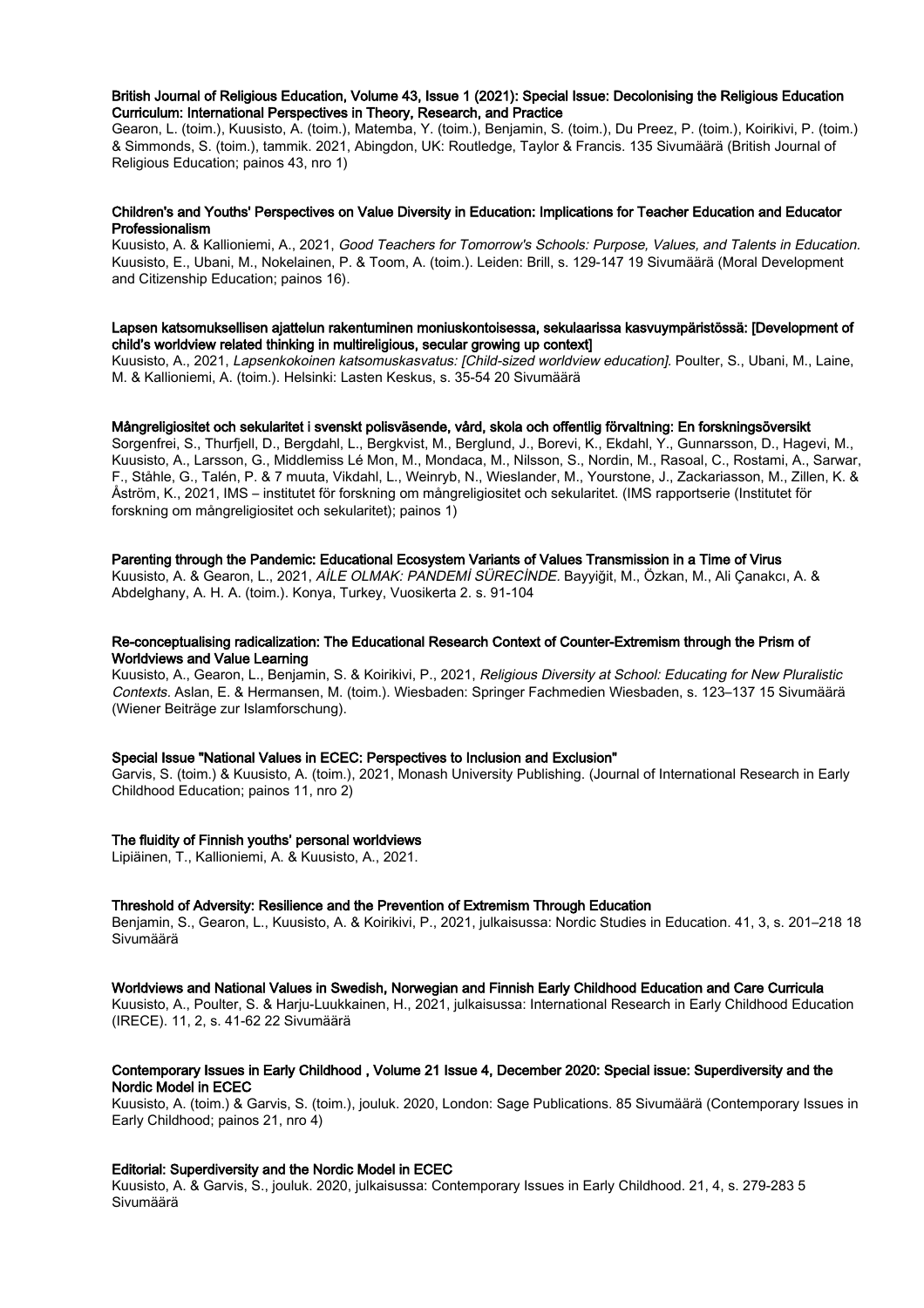**British Journal of Religious Education, Volume 43, Issue 1 (2021): Special Issue: Decolonising the Religious Education Curriculum: International Perspectives in Theory, Research, and Practice**

Gearon, L. (toim.), Kuusisto, A. (toim.), Matemba, Y. (toim.), Benjamin, S. (toim.), Du Preez, P. (toim.), Koirikivi, P. (toim.) & Simmonds, S. (toim.), tammik. 2021, Abingdon, UK: Routledge, Taylor & Francis. 135 Sivumäärä (British Journal of Religious Education; painos 43, nro 1)

**Children's and Youths' Perspectives on Value Diversity in Education: Implications for Teacher Education and Educator Professionalism**

Kuusisto, A. & Kallioniemi, A., 2021, *Good Teachers for Tomorrow's Schools: Purpose, Values, and Talents in Education.* Kuusisto, E., Ubani, M., Nokelainen, P. & Toom, A. (toim.). Leiden: Brill, s. 129-147 19 Sivumäärä (Moral Development and Citizenship Education; painos 16).

**Lapsen katsomuksellisen ajattelun rakentuminen moniuskontoisessa, sekulaarissa kasvuympäristössä: [Development of child's worldview related thinking in multireligious, secular growing up context]**

Kuusisto, A., 2021, *Lapsenkokoinen katsomuskasvatus: [Child-sized worldview education].* Poulter, S., Ubani, M., Laine, M. & Kallioniemi, A. (toim.). Helsinki: Lasten Keskus, s. 35-54 20 Sivumäärä

**Mångreligiositet och sekularitet i svenskt polisväsende, vård, skola och offentlig förvaltning: En forskningsöversikt**

Sorgenfrei, S., Thurfjell, D., Bergdahl, L., Bergkvist, M., Berglund, J., Borevi, K., Ekdahl, Y., Gunnarsson, D., Hagevi, M., Kuusisto, A., Larsson, G., Middlemiss Lé Mon, M., Mondaca, M., Nilsson, S., Nordin, M., Rasoal, C., Rostami, A., Sarwar, F., Ståhle, G., Talén, P. & 7 muuta, Vikdahl, L., Weinryb, N., Wieslander, M., Yourstone, J., Zackariasson, M., Zillen, K. & Åström, K., 2021, IMS – institutet för forskning om mångreligiositet och sekularitet. (IMS rapportserie (Institutet för forskning om mångreligiositet och sekularitet); painos 1)

**Parenting through the Pandemic: Educational Ecosystem Variants of Values Transmission in a Time of Virus**

Kuusisto, A. & Gearon, L., 2021, *AİLE OLMAK: PANDEMİ SÜRECİNDE.* Bayyiğit, M., Özkan, M., Ali Çanakcı, A. & Abdelghany, A. H. A. (toim.). Konya, Turkey, Vuosikerta 2. s. 91-104

**Re-conceptualising radicalization: The Educational Research Context of Counter-Extremism through the Prism of Worldviews and Value Learning**

Kuusisto, A., Gearon, L., Benjamin, S. & Koirikivi, P., 2021, *Religious Diversity at School: Educating for New Pluralistic Contexts.* Aslan, E. & Hermansen, M. (toim.). Wiesbaden: Springer Fachmedien Wiesbaden, s. 123–137 15 Sivumäärä (Wiener Beiträge zur Islamforschung).

**Special Issue "National Values in ECEC: Perspectives to Inclusion and Exclusion"**

Garvis, S. (toim.) & Kuusisto, A. (toim.), 2021, Monash University Publishing. (Journal of International Research in Early Childhood Education; painos 11, nro 2)

**The fluidity of Finnish youths' personal worldviews**

Lipiäinen, T., Kallioniemi, A. & Kuusisto, A., 2021.

**Threshold of Adversity: Resilience and the Prevention of Extremism Through Education**

Benjamin, S., Gearon, L., Kuusisto, A. & Koirikivi, P., 2021, julkaisussa: Nordic Studies in Education. 41, 3, s. 201–218 18 Sivumäärä

**Worldviews and National Values in Swedish, Norwegian and Finnish Early Childhood Education and Care Curricula**

Kuusisto, A., Poulter, S. & Harju-Luukkainen, H., 2021, julkaisussa: International Research in Early Childhood Education (IRECE). 11, 2, s. 41-62 22 Sivumäärä

**Contemporary Issues in Early Childhood , Volume 21 Issue 4, December 2020: Special issue: Superdiversity and the Nordic Model in ECEC**

Kuusisto, A. (toim.) & Garvis, S. (toim.), jouluk. 2020, London: Sage Publications. 85 Sivumäärä (Contemporary Issues in Early Childhood; painos 21, nro 4)

**Editorial: Superdiversity and the Nordic Model in ECEC**

Kuusisto, A. & Garvis, S., jouluk. 2020, julkaisussa: Contemporary Issues in Early Childhood. 21, 4, s. 279-283 5 Sivumäärä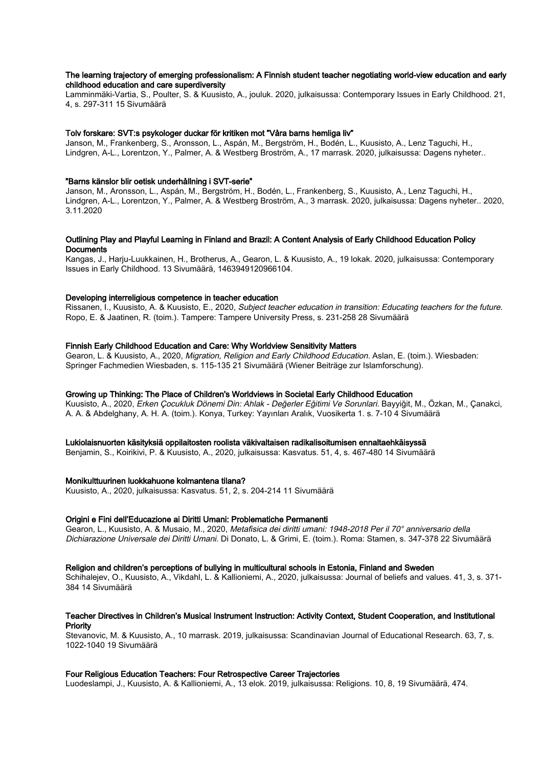**The learning trajectory of emerging professionalism: A Finnish student teacher negotiating world-view education and early childhood education and care superdiversity**

Lamminmäki-Vartia, S., Poulter, S. & Kuusisto, A., jouluk. 2020, julkaisussa: Contemporary Issues in Early Childhood. 21, 4, s. 297-311 15 Sivumäärä

**Tolv forskare: SVT:s psykologer duckar för kritiken mot "Våra barns hemliga liv"**

Janson, M., Frankenberg, S., Aronsson, L., Aspán, M., Bergström, H., Bodén, L., Kuusisto, A., Lenz Taguchi, H., Lindgren, A-L., Lorentzon, Y., Palmer, A. & Westberg Broström, A., 17 marrask. 2020, julkaisussa: Dagens nyheter..

**"Barns känslor blir oetisk underhållning i SVT-serie"**

Janson, M., Aronsson, L., Aspán, M., Bergström, H., Bodén, L., Frankenberg, S., Kuusisto, A., Lenz Taguchi, H., Lindgren, A-L., Lorentzon, Y., Palmer, A. & Westberg Broström, A., 3 marrask. 2020, julkaisussa: Dagens nyheter.. 2020, 3.11.2020

**Outlining Play and Playful Learning in Finland and Brazil: A Content Analysis of Early Childhood Education Policy Documents**

Kangas, J., Harju-Luukkainen, H., Brotherus, A., Gearon, L. & Kuusisto, A., 19 lokak. 2020, julkaisussa: Contemporary Issues in Early Childhood. 13 Sivumäärä, 1463949120966104.

**Developing interreligious competence in teacher education**

Rissanen, I., Kuusisto, A. & Kuusisto, E., 2020, *Subject teacher education in transition: Educating teachers for the future.* Ropo, E. & Jaatinen, R. (toim.). Tampere: Tampere University Press, s. 231-258 28 Sivumäärä

**Finnish Early Childhood Education and Care: Why Worldview Sensitivity Matters**

Gearon, L. & Kuusisto, A., 2020, *Migration, Religion and Early Childhood Education.* Aslan, E. (toim.). Wiesbaden: Springer Fachmedien Wiesbaden, s. 115-135 21 Sivumäärä (Wiener Beiträge zur Islamforschung).

**Growing up Thinking: The Place of Children's Worldviews in Societal Early Childhood Education**

Kuusisto, A., 2020, *Erken Çocukluk Dönemi Din: Ahlak - Değerler Eğitimi Ve Sorunlari.* Bayyiğit, M., Özkan, M., Çanakci, A. A. & Abdelghany, A. H. A. (toim.). Konya, Turkey: Yayınları Aralık, Vuosikerta 1. s. 7-10 4 Sivumäärä

**Lukiolaisnuorten käsityksiä oppilaitosten roolista väkivaltaisen radikalisoitumisen ennaltaehkäisyssä**

Benjamin, S., Koirikivi, P. & Kuusisto, A., 2020, julkaisussa: Kasvatus. 51, 4, s. 467-480 14 Sivumäärä

**Monikulttuurinen luokkahuone kolmantena tilana?**

Kuusisto, A., 2020, julkaisussa: Kasvatus. 51, 2, s. 204-214 11 Sivumäärä

**Origini e Fini dell'Educazione ai Diritti Umani: Problematiche Permanenti**

Gearon, L., Kuusisto, A. & Musaio, M., 2020, *Metafisica dei diritti umani: 1948-2018 Per il 70° anniversario della Dichiarazione Universale dei Diritti Umani.* Di Donato, L. & Grimi, E. (toim.). Roma: Stamen, s. 347-378 22 Sivumäärä

**Religion and children's perceptions of bullying in multicultural schools in Estonia, Finland and Sweden**

Schihalejev, O., Kuusisto, A., Vikdahl, L. & Kallioniemi, A., 2020, julkaisussa: Journal of beliefs and values. 41, 3, s. 371-384 14 Sivumäärä

**Teacher Directives in Children's Musical Instrument Instruction: Activity Context, Student Cooperation, and Institutional Priority**

Stevanovic, M. & Kuusisto, A., 10 marrask. 2019, julkaisussa: Scandinavian Journal of Educational Research. 63, 7, s. 1022-1040 19 Sivumäärä

**Four Religious Education Teachers: Four Retrospective Career Trajectories**

Luodeslampi, J., Kuusisto, A. & Kallioniemi, A., 13 elok. 2019, julkaisussa: Religions. 10, 8, 19 Sivumäärä, 474.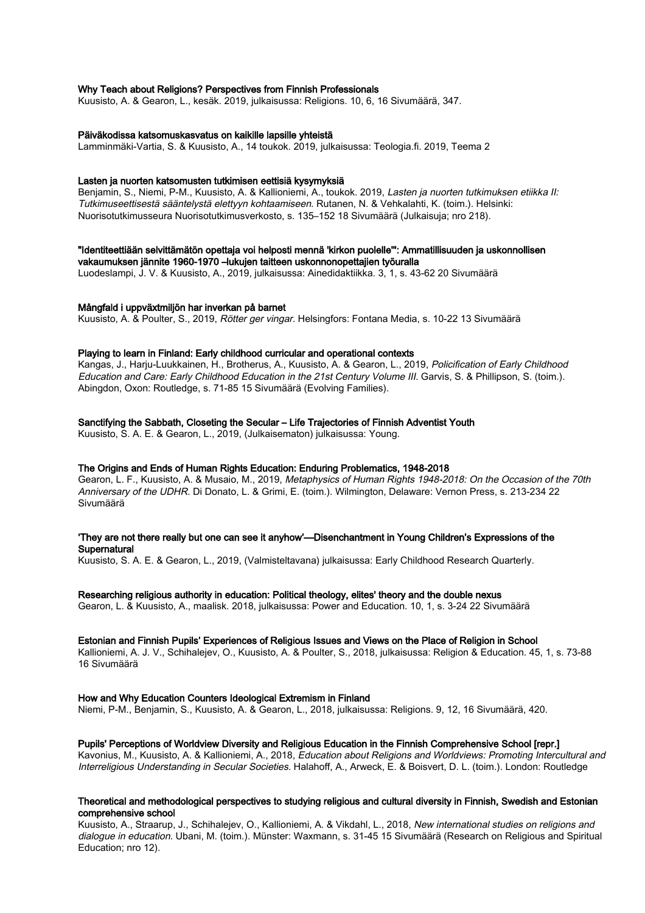**Why Teach about Religions? Perspectives from Finnish Professionals**
Kuusisto, A. & Gearon, L., kesäk. 2019, julkaisussa: Religions. 10, 6, 16 Sivumäärä, 347.

**Päiväkodissa katsomuskasvatus on kaikille lapsille yhteistä**
Lamminmäki-Vartia, S. & Kuusisto, A., 14 toukok. 2019, julkaisussa: Teologia.fi. 2019, Teema 2

**Lasten ja nuorten katsomusten tutkimisen eettisiä kysymyksiä**
Benjamin, S., Niemi, P-M., Kuusisto, A. & Kallioniemi, A., toukok. 2019, *Lasten ja nuorten tutkimuksen etiikka II: Tutkimuseettisestä sääntelystä elettyyn kohtaamiseen.* Rutanen, N. & Vehkalahti, K. (toim.). Helsinki: Nuorisotutkimusseura Nuorisotutkimusverkosto, s. 135–152 18 Sivumäärä (Julkaisuja; nro 218).

**"Identiteettiään selvittämätön opettaja voi helposti mennä 'kirkon puolelle'": Ammatillisuuden ja uskonnollisen vakaumuksen jännite 1960-1970 –lukujen taitteen uskonnonopettajien työuralla**
Luodeslampi, J. V. & Kuusisto, A., 2019, julkaisussa: Ainedidaktiikka. 3, 1, s. 43-62 20 Sivumäärä

**Mångfald i uppväxtmiljön har inverkan på barnet**
Kuusisto, A. & Poulter, S., 2019, *Rötter ger vingar.* Helsingfors: Fontana Media, s. 10-22 13 Sivumäärä

**Playing to learn in Finland: Early childhood curricular and operational contexts**
Kangas, J., Harju-Luukkainen, H., Brotherus, A., Kuusisto, A. & Gearon, L., 2019, *Policification of Early Childhood Education and Care: Early Childhood Education in the 21st Century Volume III.* Garvis, S. & Phillipson, S. (toim.). Abingdon, Oxon: Routledge, s. 71-85 15 Sivumäärä (Evolving Families).

**Sanctifying the Sabbath, Closeting the Secular – Life Trajectories of Finnish Adventist Youth**
Kuusisto, S. A. E. & Gearon, L., 2019, (Julkaisematon) julkaisussa: Young.

**The Origins and Ends of Human Rights Education: Enduring Problematics, 1948-2018**
Gearon, L. F., Kuusisto, A. & Musaio, M., 2019, *Metaphysics of Human Rights 1948-2018: On the Occasion of the 70th Anniversary of the UDHR.* Di Donato, L. & Grimi, E. (toim.). Wilmington, Delaware: Vernon Press, s. 213-234 22 Sivumäärä

**'They are not there really but one can see it anyhow'—Disenchantment in Young Children's Expressions of the Supernatural**
Kuusisto, S. A. E. & Gearon, L., 2019, (Valmisteltavana) julkaisussa: Early Childhood Research Quarterly.

**Researching religious authority in education: Political theology, elites' theory and the double nexus**
Gearon, L. & Kuusisto, A., maalisk. 2018, julkaisussa: Power and Education. 10, 1, s. 3-24 22 Sivumäärä

**Estonian and Finnish Pupils' Experiences of Religious Issues and Views on the Place of Religion in School**
Kallioniemi, A. J. V., Schihalejev, O., Kuusisto, A. & Poulter, S., 2018, julkaisussa: Religion & Education. 45, 1, s. 73-88 16 Sivumäärä

**How and Why Education Counters Ideological Extremism in Finland**
Niemi, P-M., Benjamin, S., Kuusisto, A. & Gearon, L., 2018, julkaisussa: Religions. 9, 12, 16 Sivumäärä, 420.

**Pupils' Perceptions of Worldview Diversity and Religious Education in the Finnish Comprehensive School [repr.]**
Kavonius, M., Kuusisto, A. & Kallioniemi, A., 2018, *Education about Religions and Worldviews: Promoting Intercultural and Interreligious Understanding in Secular Societies.* Halahoff, A., Arweck, E. & Boisvert, D. L. (toim.). London: Routledge

**Theoretical and methodological perspectives to studying religious and cultural diversity in Finnish, Swedish and Estonian comprehensive school**
Kuusisto, A., Straarup, J., Schihalejev, O., Kallioniemi, A. & Vikdahl, L., 2018, *New international studies on religions and dialogue in education.* Ubani, M. (toim.). Münster: Waxmann, s. 31-45 15 Sivumäärä (Research on Religious and Spiritual Education; nro 12).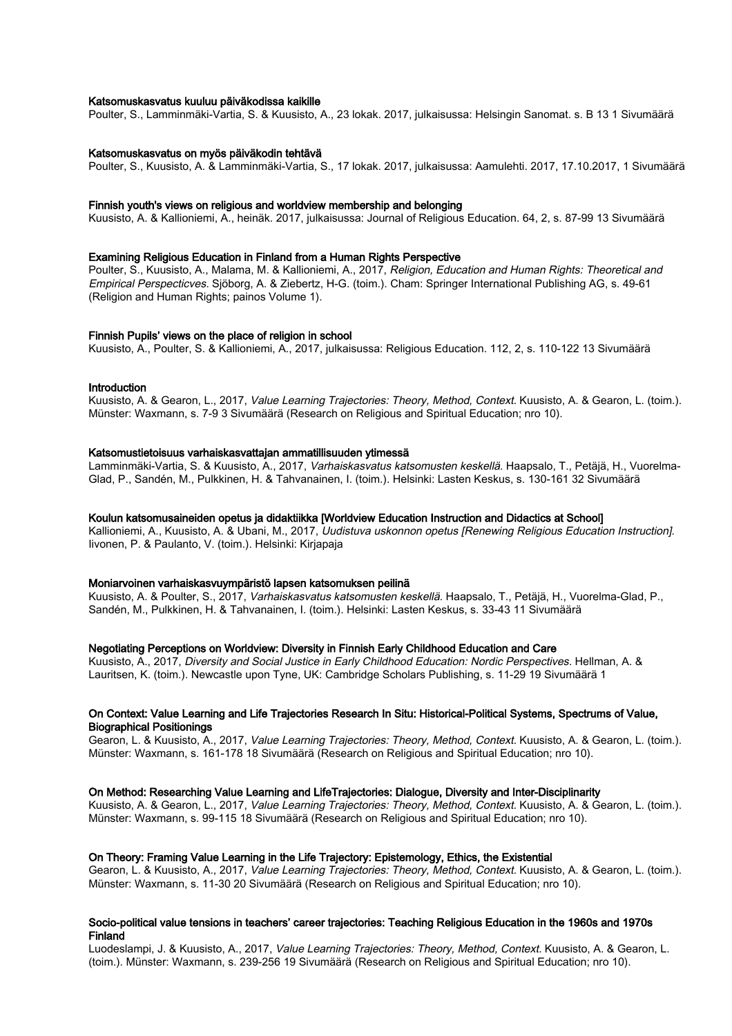**Katsomuskasvatus kuuluu päiväkodissa kaikille**

Poulter, S., Lamminmäki-Vartia, S. & Kuusisto, A., 23 lokak. 2017, julkaisussa: Helsingin Sanomat. s. B 13 1 Sivumäärä

**Katsomuskasvatus on myös päiväkodin tehtävä**

Poulter, S., Kuusisto, A. & Lamminmäki-Vartia, S., 17 lokak. 2017, julkaisussa: Aamulehti. 2017, 17.10.2017, 1 Sivumäärä

**Finnish youth's views on religious and worldview membership and belonging**

Kuusisto, A. & Kallioniemi, A., heinäk. 2017, julkaisussa: Journal of Religious Education. 64, 2, s. 87-99 13 Sivumäärä

**Examining Religious Education in Finland from a Human Rights Perspective**

Poulter, S., Kuusisto, A., Malama, M. & Kallioniemi, A., 2017, *Religion, Education and Human Rights: Theoretical and Empirical Perspecticves.* Sjöborg, A. & Ziebertz, H-G. (toim.). Cham: Springer International Publishing AG, s. 49-61 (Religion and Human Rights; painos Volume 1).

**Finnish Pupils' views on the place of religion in school**

Kuusisto, A., Poulter, S. & Kallioniemi, A., 2017, julkaisussa: Religious Education. 112, 2, s. 110-122 13 Sivumäärä

**Introduction**

Kuusisto, A. & Gearon, L., 2017, *Value Learning Trajectories: Theory, Method, Context.* Kuusisto, A. & Gearon, L. (toim.). Münster: Waxmann, s. 7-9 3 Sivumäärä (Research on Religious and Spiritual Education; nro 10).

**Katsomustietoisuus varhaiskasvattajan ammatillisuuden ytimessä**

Lamminmäki-Vartia, S. & Kuusisto, A., 2017, *Varhaiskasvatus katsomusten keskellä.* Haapsalo, T., Petäjä, H., Vuorelma-Glad, P., Sandén, M., Pulkkinen, H. & Tahvanainen, I. (toim.). Helsinki: Lasten Keskus, s. 130-161 32 Sivumäärä

**Koulun katsomusaineiden opetus ja didaktiikka [Worldview Education Instruction and Didactics at School]**

Kallioniemi, A., Kuusisto, A. & Ubani, M., 2017, *Uudistuva uskonnon opetus [Renewing Religious Education Instruction].* Iivonen, P. & Paulanto, V. (toim.). Helsinki: Kirjapaja

**Moniarvoinen varhaiskasvuympäristö lapsen katsomuksen peilinä**

Kuusisto, A. & Poulter, S., 2017, *Varhaiskasvatus katsomusten keskellä.* Haapsalo, T., Petäjä, H., Vuorelma-Glad, P., Sandén, M., Pulkkinen, H. & Tahvanainen, I. (toim.). Helsinki: Lasten Keskus, s. 33-43 11 Sivumäärä

**Negotiating Perceptions on Worldview: Diversity in Finnish Early Childhood Education and Care**

Kuusisto, A., 2017, *Diversity and Social Justice in Early Childhood Education: Nordic Perspectives.* Hellman, A. & Lauritsen, K. (toim.). Newcastle upon Tyne, UK: Cambridge Scholars Publishing, s. 11-29 19 Sivumäärä 1

**On Context: Value Learning and Life Trajectories Research In Situ: Historical-Political Systems, Spectrums of Value, Biographical Positionings**

Gearon, L. & Kuusisto, A., 2017, *Value Learning Trajectories: Theory, Method, Context.* Kuusisto, A. & Gearon, L. (toim.). Münster: Waxmann, s. 161-178 18 Sivumäärä (Research on Religious and Spiritual Education; nro 10).

**On Method: Researching Value Learning and LifeTrajectories: Dialogue, Diversity and Inter-Disciplinarity**

Kuusisto, A. & Gearon, L., 2017, *Value Learning Trajectories: Theory, Method, Context.* Kuusisto, A. & Gearon, L. (toim.). Münster: Waxmann, s. 99-115 18 Sivumäärä (Research on Religious and Spiritual Education; nro 10).

**On Theory: Framing Value Learning in the Life Trajectory: Epistemology, Ethics, the Existential**

Gearon, L. & Kuusisto, A., 2017, *Value Learning Trajectories: Theory, Method, Context.* Kuusisto, A. & Gearon, L. (toim.). Münster: Waxmann, s. 11-30 20 Sivumäärä (Research on Religious and Spiritual Education; nro 10).

**Socio-political value tensions in teachers' career trajectories: Teaching Religious Education in the 1960s and 1970s Finland**

Luodeslampi, J. & Kuusisto, A., 2017, *Value Learning Trajectories: Theory, Method, Context.* Kuusisto, A. & Gearon, L. (toim.). Münster: Waxmann, s. 239-256 19 Sivumäärä (Research on Religious and Spiritual Education; nro 10).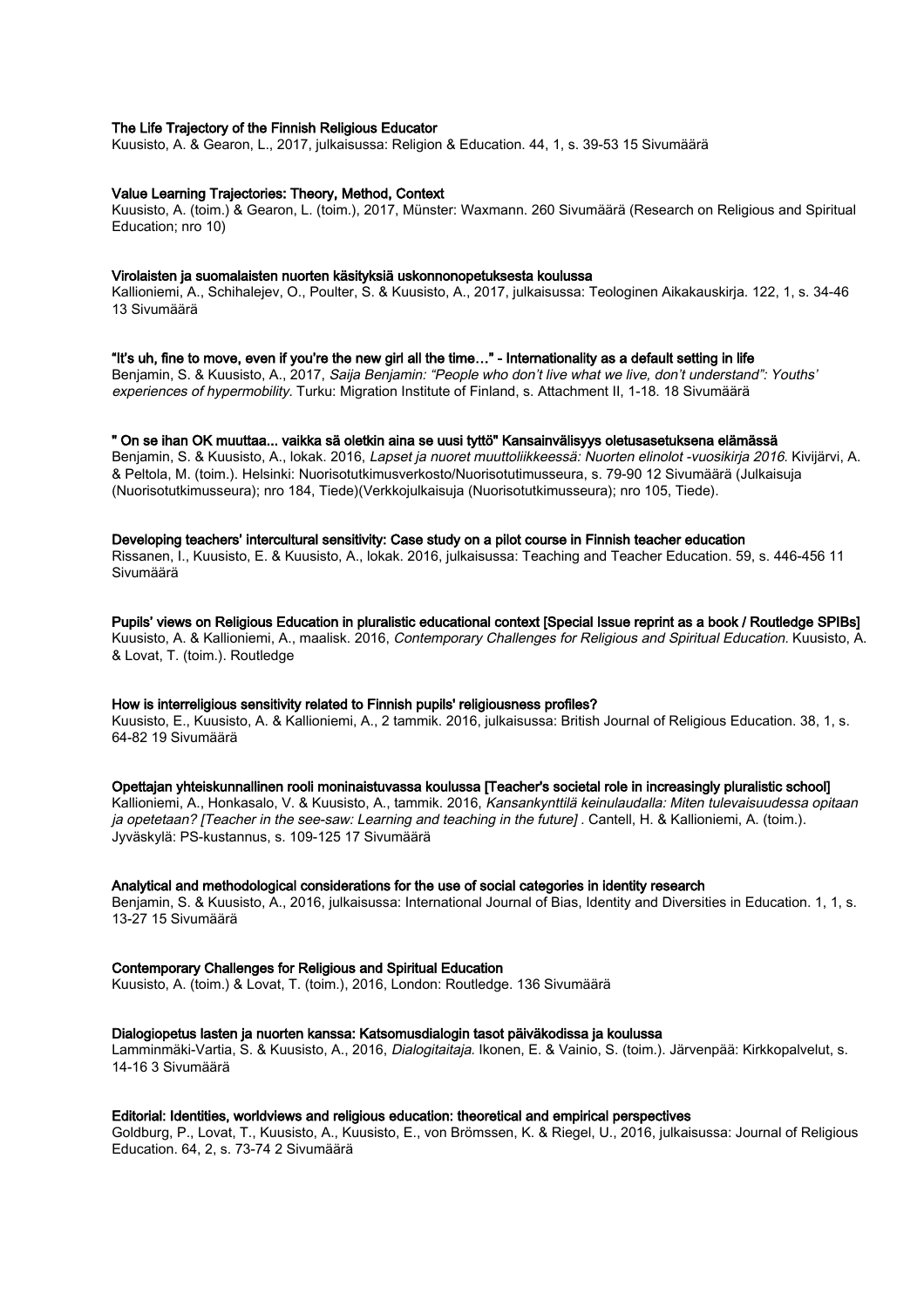**The Life Trajectory of the Finnish Religious Educator**

Kuusisto, A. & Gearon, L., 2017, julkaisussa: Religion & Education. 44, 1, s. 39-53 15 Sivumäärä

**Value Learning Trajectories: Theory, Method, Context**

Kuusisto, A. (toim.) & Gearon, L. (toim.), 2017, Münster: Waxmann. 260 Sivumäärä (Research on Religious and Spiritual Education; nro 10)

**Virolaisten ja suomalaisten nuorten käsityksiä uskonnonopetuksesta koulussa**

Kallioniemi, A., Schihalejev, O., Poulter, S. & Kuusisto, A., 2017, julkaisussa: Teologinen Aikakauskirja. 122, 1, s. 34-46 13 Sivumäärä

**"It's uh, fine to move, even if you're the new girl all the time…" - Internationality as a default setting in life**

Benjamin, S. & Kuusisto, A., 2017, *Saija Benjamin: "People who don't live what we live, don't understand": Youths' experiences of hypermobility.* Turku: Migration Institute of Finland, s. Attachment II, 1-18. 18 Sivumäärä

**" On se ihan OK muuttaa... vaikka sä oletkin aina se uusi tyttö" Kansainvälisyys oletusasetuksena elämässä**

Benjamin, S. & Kuusisto, A., lokak. 2016, *Lapset ja nuoret muuttoliikkeessä: Nuorten elinolot -vuosikirja 2016.* Kivijärvi, A. & Peltola, M. (toim.). Helsinki: Nuorisotutkimusverkosto/Nuorisotutimusseura, s. 79-90 12 Sivumäärä (Julkaisuja (Nuorisotutkimusseura); nro 184, Tiede)(Verkkojulkaisuja (Nuorisotutkimusseura); nro 105, Tiede).

**Developing teachers' intercultural sensitivity: Case study on a pilot course in Finnish teacher education**

Rissanen, I., Kuusisto, E. & Kuusisto, A., lokak. 2016, julkaisussa: Teaching and Teacher Education. 59, s. 446-456 11 Sivumäärä

**Pupils' views on Religious Education in pluralistic educational context [Special Issue reprint as a book / Routledge SPIBs]**

Kuusisto, A. & Kallioniemi, A., maalisk. 2016, *Contemporary Challenges for Religious and Spiritual Education.* Kuusisto, A. & Lovat, T. (toim.). Routledge

**How is interreligious sensitivity related to Finnish pupils' religiousness profiles?**

Kuusisto, E., Kuusisto, A. & Kallioniemi, A., 2 tammik. 2016, julkaisussa: British Journal of Religious Education. 38, 1, s. 64-82 19 Sivumäärä

**Opettajan yhteiskunnallinen rooli moninaistuvassa koulussa [Teacher's societal role in increasingly pluralistic school]**

Kallioniemi, A., Honkasalo, V. & Kuusisto, A., tammik. 2016, *Kansankynttilä keinulaudalla: Miten tulevaisuudessa opitaan ja opetetaan? [Teacher in the see-saw: Learning and teaching in the future] .* Cantell, H. & Kallioniemi, A. (toim.). Jyväskylä: PS-kustannus, s. 109-125 17 Sivumäärä

**Analytical and methodological considerations for the use of social categories in identity research**

Benjamin, S. & Kuusisto, A., 2016, julkaisussa: International Journal of Bias, Identity and Diversities in Education. 1, 1, s. 13-27 15 Sivumäärä

**Contemporary Challenges for Religious and Spiritual Education**

Kuusisto, A. (toim.) & Lovat, T. (toim.), 2016, London: Routledge. 136 Sivumäärä

**Dialogiopetus lasten ja nuorten kanssa: Katsomusdialogin tasot päiväkodissa ja koulussa**

Lamminmäki-Vartia, S. & Kuusisto, A., 2016, *Dialogitaitaja.* Ikonen, E. & Vainio, S. (toim.). Järvenpää: Kirkkopalvelut, s. 14-16 3 Sivumäärä

**Editorial: Identities, worldviews and religious education: theoretical and empirical perspectives**

Goldburg, P., Lovat, T., Kuusisto, A., Kuusisto, E., von Brömssen, K. & Riegel, U., 2016, julkaisussa: Journal of Religious Education. 64, 2, s. 73-74 2 Sivumäärä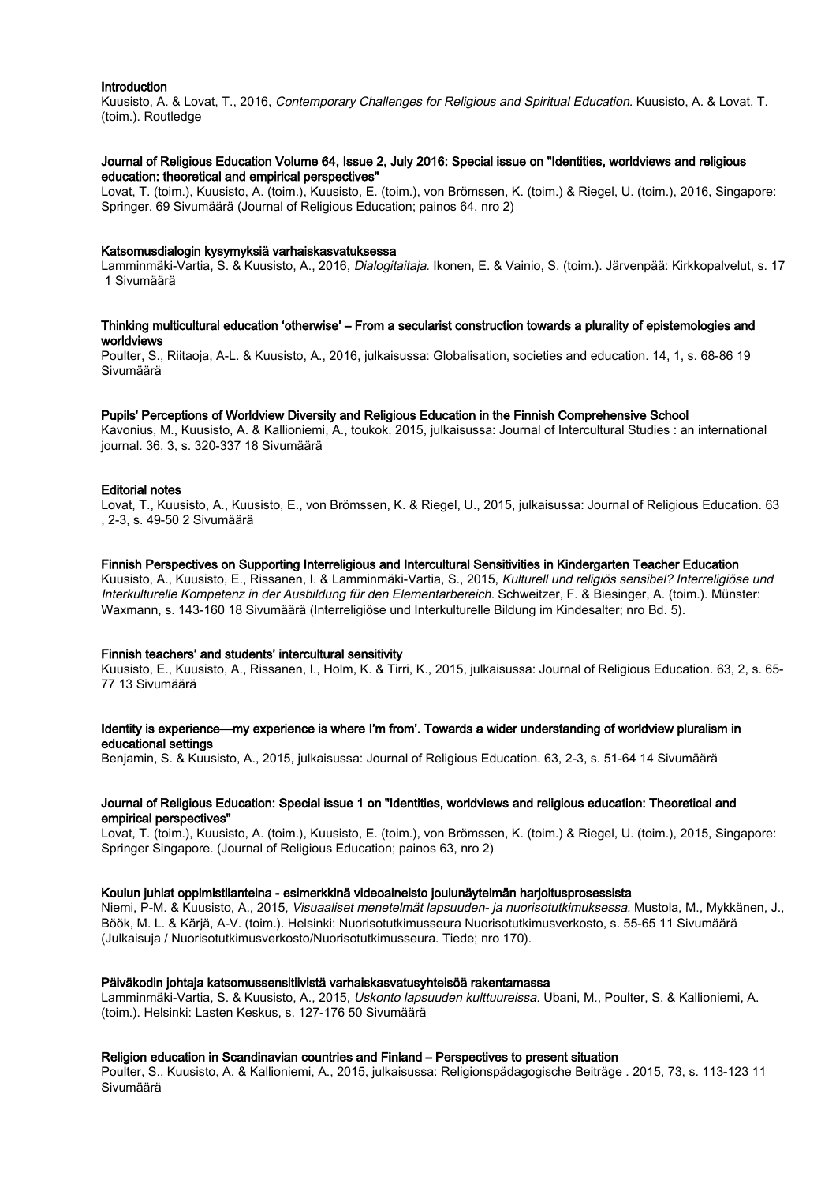**Introduction**

Kuusisto, A. & Lovat, T., 2016, *Contemporary Challenges for Religious and Spiritual Education.* Kuusisto, A. & Lovat, T. (toim.). Routledge

**Journal of Religious Education Volume 64, Issue 2, July 2016: Special issue on "Identities, worldviews and religious education: theoretical and empirical perspectives"**

Lovat, T. (toim.), Kuusisto, A. (toim.), Kuusisto, E. (toim.), von Brömssen, K. (toim.) & Riegel, U. (toim.), 2016, Singapore: Springer. 69 Sivumäärä (Journal of Religious Education; painos 64, nro 2)

**Katsomusdialogin kysymyksiä varhaiskasvatuksessa**

Lamminmäki-Vartia, S. & Kuusisto, A., 2016, *Dialogitaitaja.* Ikonen, E. & Vainio, S. (toim.). Järvenpää: Kirkkopalvelut, s. 17 1 Sivumäärä

**Thinking multicultural education 'otherwise' – From a secularist construction towards a plurality of epistemologies and worldviews**

Poulter, S., Riitaoja, A-L. & Kuusisto, A., 2016, julkaisussa: Globalisation, societies and education. 14, 1, s. 68-86 19 Sivumäärä

**Pupils' Perceptions of Worldview Diversity and Religious Education in the Finnish Comprehensive School**

Kavonius, M., Kuusisto, A. & Kallioniemi, A., toukok. 2015, julkaisussa: Journal of Intercultural Studies : an international journal. 36, 3, s. 320-337 18 Sivumäärä

**Editorial notes**

Lovat, T., Kuusisto, A., Kuusisto, E., von Brömssen, K. & Riegel, U., 2015, julkaisussa: Journal of Religious Education. 63 , 2-3, s. 49-50 2 Sivumäärä

**Finnish Perspectives on Supporting Interreligious and Intercultural Sensitivities in Kindergarten Teacher Education**

Kuusisto, A., Kuusisto, E., Rissanen, I. & Lamminmäki-Vartia, S., 2015, *Kulturell und religiös sensibel? Interreligiöse und Interkulturelle Kompetenz in der Ausbildung für den Elementarbereich.* Schweitzer, F. & Biesinger, A. (toim.). Münster: Waxmann, s. 143-160 18 Sivumäärä (Interreligiöse und Interkulturelle Bildung im Kindesalter; nro Bd. 5).

**Finnish teachers' and students' intercultural sensitivity**

Kuusisto, E., Kuusisto, A., Rissanen, I., Holm, K. & Tirri, K., 2015, julkaisussa: Journal of Religious Education. 63, 2, s. 65-77 13 Sivumäärä

**Identity is experience—my experience is where I'm from'. Towards a wider understanding of worldview pluralism in educational settings**

Benjamin, S. & Kuusisto, A., 2015, julkaisussa: Journal of Religious Education. 63, 2-3, s. 51-64 14 Sivumäärä

**Journal of Religious Education: Special issue 1 on "Identities, worldviews and religious education: Theoretical and empirical perspectives"**

Lovat, T. (toim.), Kuusisto, A. (toim.), Kuusisto, E. (toim.), von Brömssen, K. (toim.) & Riegel, U. (toim.), 2015, Singapore: Springer Singapore. (Journal of Religious Education; painos 63, nro 2)

**Koulun juhlat oppimistilanteina - esimerkkinä videoaineisto joulunäytelmän harjoitusprosessista**

Niemi, P-M. & Kuusisto, A., 2015, *Visuaaliset menetelmät lapsuuden- ja nuorisotutkimuksessa.* Mustola, M., Mykkänen, J., Böök, M. L. & Kärjä, A-V. (toim.). Helsinki: Nuorisotutkimusseura Nuorisotutkimusverkosto, s. 55-65 11 Sivumäärä (Julkaisuja / Nuorisotutkimusverkosto/Nuorisotutkimusseura. Tiede; nro 170).

**Päiväkodin johtaja katsomussensitiivistä varhaiskasvatusyhteisöä rakentamassa**

Lamminmäki-Vartia, S. & Kuusisto, A., 2015, *Uskonto lapsuuden kulttuureissa.* Ubani, M., Poulter, S. & Kallioniemi, A. (toim.). Helsinki: Lasten Keskus, s. 127-176 50 Sivumäärä

**Religion education in Scandinavian countries and Finland – Perspectives to present situation**

Poulter, S., Kuusisto, A. & Kallioniemi, A., 2015, julkaisussa: Religionspädagogische Beiträge . 2015, 73, s. 113-123 11 Sivumäärä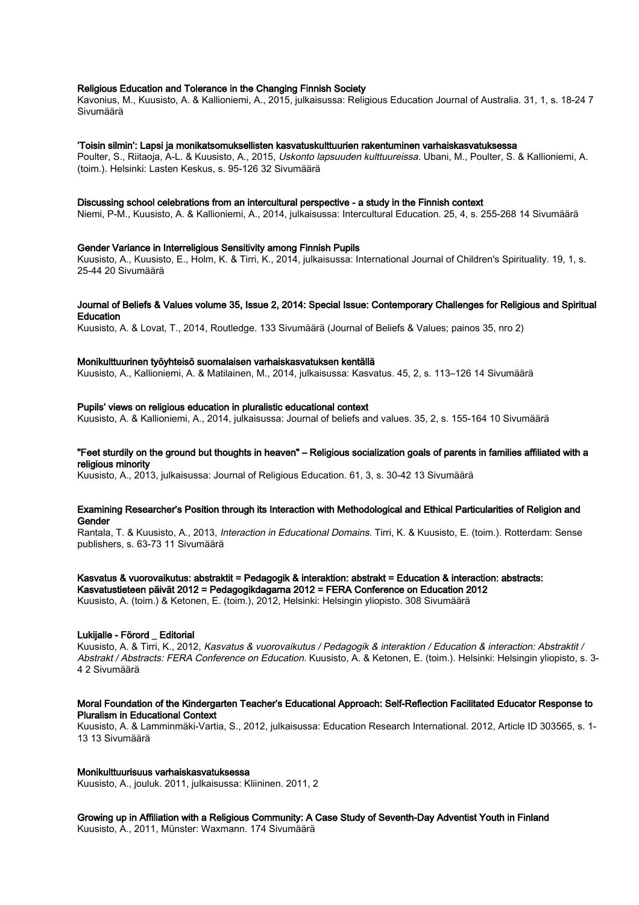**Religious Education and Tolerance in the Changing Finnish Society**
Kavonius, M., Kuusisto, A. & Kallioniemi, A., 2015, julkaisussa: Religious Education Journal of Australia. 31, 1, s. 18-24 7 Sivumäärä

**'Toisin silmin': Lapsi ja monikatsomuksellisten kasvatuskulttuurien rakentuminen varhaiskasvatuksessa**
Poulter, S., Riitaoja, A-L. & Kuusisto, A., 2015, *Uskonto lapsuuden kulttuureissa.* Ubani, M., Poulter, S. & Kallioniemi, A. (toim.). Helsinki: Lasten Keskus, s. 95-126 32 Sivumäärä

**Discussing school celebrations from an intercultural perspective - a study in the Finnish context**
Niemi, P-M., Kuusisto, A. & Kallioniemi, A., 2014, julkaisussa: Intercultural Education. 25, 4, s. 255-268 14 Sivumäärä

**Gender Variance in Interreligious Sensitivity among Finnish Pupils**
Kuusisto, A., Kuusisto, E., Holm, K. & Tirri, K., 2014, julkaisussa: International Journal of Children's Spirituality. 19, 1, s. 25-44 20 Sivumäärä

**Journal of Beliefs & Values volume 35, Issue 2, 2014: Special Issue: Contemporary Challenges for Religious and Spiritual Education**
Kuusisto, A. & Lovat, T., 2014, Routledge. 133 Sivumäärä (Journal of Beliefs & Values; painos 35, nro 2)

**Monikulttuurinen työyhteisö suomalaisen varhaiskasvatuksen kentällä**
Kuusisto, A., Kallioniemi, A. & Matilainen, M., 2014, julkaisussa: Kasvatus. 45, 2, s. 113–126 14 Sivumäärä

**Pupils' views on religious education in pluralistic educational context**
Kuusisto, A. & Kallioniemi, A., 2014, julkaisussa: Journal of beliefs and values. 35, 2, s. 155-164 10 Sivumäärä

**"Feet sturdily on the ground but thoughts in heaven" – Religious socialization goals of parents in families affiliated with a religious minority**
Kuusisto, A., 2013, julkaisussa: Journal of Religious Education. 61, 3, s. 30-42 13 Sivumäärä

**Examining Researcher's Position through its Interaction with Methodological and Ethical Particularities of Religion and Gender**
Rantala, T. & Kuusisto, A., 2013, *Interaction in Educational Domains.* Tirri, K. & Kuusisto, E. (toim.). Rotterdam: Sense publishers, s. 63-73 11 Sivumäärä

**Kasvatus & vuorovaikutus: abstraktit = Pedagogik & interaktion: abstrakt = Education & interaction: abstracts: Kasvatustieteen päivät 2012 = Pedagogikdagarna 2012 = FERA Conference on Education 2012**
Kuusisto, A. (toim.) & Ketonen, E. (toim.), 2012, Helsinki: Helsingin yliopisto. 308 Sivumäärä

**Lukijalle - Förord _ Editorial**
Kuusisto, A. & Tirri, K., 2012, *Kasvatus & vuorovaikutus / Pedagogik & interaktion / Education & interaction: Abstraktit / Abstrakt / Abstracts: FERA Conference on Education.* Kuusisto, A. & Ketonen, E. (toim.). Helsinki: Helsingin yliopisto, s. 3-4 2 Sivumäärä

**Moral Foundation of the Kindergarten Teacher's Educational Approach: Self-Reflection Facilitated Educator Response to Pluralism in Educational Context**
Kuusisto, A. & Lamminmäki-Vartia, S., 2012, julkaisussa: Education Research International. 2012, Article ID 303565, s. 1-13 13 Sivumäärä

**Monikulttuurisuus varhaiskasvatuksessa**
Kuusisto, A., jouluk. 2011, julkaisussa: Kliininen. 2011, 2

**Growing up in Affiliation with a Religious Community: A Case Study of Seventh-Day Adventist Youth in Finland**
Kuusisto, A., 2011, Münster: Waxmann. 174 Sivumäärä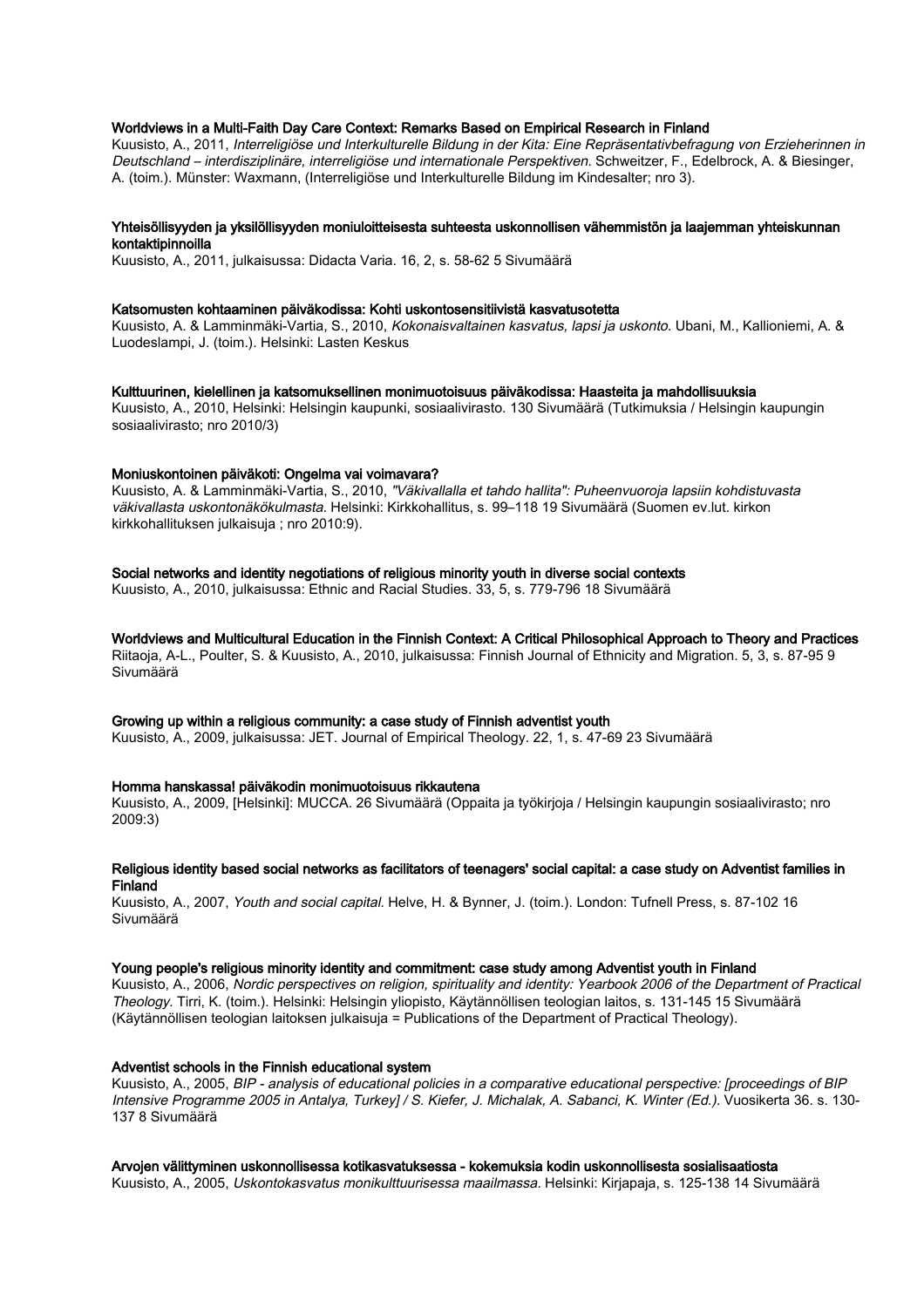**Worldviews in a Multi-Faith Day Care Context: Remarks Based on Empirical Research in Finland**
Kuusisto, A., 2011, *Interreligiöse und Interkulturelle Bildung in der Kita: Eine Repräsentativbefragung von Erzieherinnen in Deutschland – interdisziplinäre, interreligiöse und internationale Perspektiven.* Schweitzer, F., Edelbrock, A. & Biesinger, A. (toim.). Münster: Waxmann, (Interreligiöse und Interkulturelle Bildung im Kindesalter; nro 3).

**Yhteisöllisyyden ja yksilöllisyyden moniuloitteisesta suhteesta uskonnollisen vähemmistön ja laajemman yhteiskunnan kontaktipinnoilla**
Kuusisto, A., 2011, julkaisussa: Didacta Varia. 16, 2, s. 58-62 5 Sivumäärä

**Katsomusten kohtaaminen päiväkodissa: Kohti uskontosensitiivistä kasvatusotetta**
Kuusisto, A. & Lamminmäki-Vartia, S., 2010, *Kokonaisvaltainen kasvatus, lapsi ja uskonto.* Ubani, M., Kallioniemi, A. & Luodeslampi, J. (toim.). Helsinki: Lasten Keskus

**Kulttuurinen, kielellinen ja katsomuksellinen monimuotoisuus päiväkodissa: Haasteita ja mahdollisuuksia**
Kuusisto, A., 2010, Helsinki: Helsingin kaupunki, sosiaalivirasto. 130 Sivumäärä (Tutkimuksia / Helsingin kaupungin sosiaalivirasto; nro 2010/3)

**Moniuskontoinen päiväkoti: Ongelma vai voimavara?**
Kuusisto, A. & Lamminmäki-Vartia, S., 2010, *"Väkivallalla et tahdo hallita": Puheenvuoroja lapsiin kohdistuvasta väkivallasta uskontonäkökulmasta.* Helsinki: Kirkkohallitus, s. 99–118 19 Sivumäärä (Suomen ev.lut. kirkon kirkkohallituksen julkaisuja ; nro 2010:9).

**Social networks and identity negotiations of religious minority youth in diverse social contexts**
Kuusisto, A., 2010, julkaisussa: Ethnic and Racial Studies. 33, 5, s. 779-796 18 Sivumäärä

**Worldviews and Multicultural Education in the Finnish Context: A Critical Philosophical Approach to Theory and Practices**
Riitaoja, A-L., Poulter, S. & Kuusisto, A., 2010, julkaisussa: Finnish Journal of Ethnicity and Migration. 5, 3, s. 87-95 9 Sivumäärä

**Growing up within a religious community: a case study of Finnish adventist youth**
Kuusisto, A., 2009, julkaisussa: JET. Journal of Empirical Theology. 22, 1, s. 47-69 23 Sivumäärä

**Homma hanskassa! päiväkodin monimuotoisuus rikkautena**
Kuusisto, A., 2009, [Helsinki]: MUCCA. 26 Sivumäärä (Oppaita ja työkirjoja / Helsingin kaupungin sosiaalivirasto; nro 2009:3)

**Religious identity based social networks as facilitators of teenagers' social capital: a case study on Adventist families in Finland**
Kuusisto, A., 2007, *Youth and social capital.* Helve, H. & Bynner, J. (toim.). London: Tufnell Press, s. 87-102 16 Sivumäärä

**Young people's religious minority identity and commitment: case study among Adventist youth in Finland**
Kuusisto, A., 2006, *Nordic perspectives on religion, spirituality and identity: Yearbook 2006 of the Department of Practical Theology.* Tirri, K. (toim.). Helsinki: Helsingin yliopisto, Käytännöllisen teologian laitos, s. 131-145 15 Sivumäärä (Käytännöllisen teologian laitoksen julkaisuja = Publications of the Department of Practical Theology).

**Adventist schools in the Finnish educational system**
Kuusisto, A., 2005, *BIP - analysis of educational policies in a comparative educational perspective: [proceedings of BIP Intensive Programme 2005 in Antalya, Turkey] / S. Kiefer, J. Michalak, A. Sabanci, K. Winter (Ed.).* Vuosikerta 36. s. 130-137 8 Sivumäärä

**Arvojen välittyminen uskonnollisessa kotikasvatuksessa - kokemuksia kodin uskonnollisesta sosialisaatiosta**
Kuusisto, A., 2005, *Uskontokasvatus monikulttuurisessa maailmassa.* Helsinki: Kirjapaja, s. 125-138 14 Sivumäärä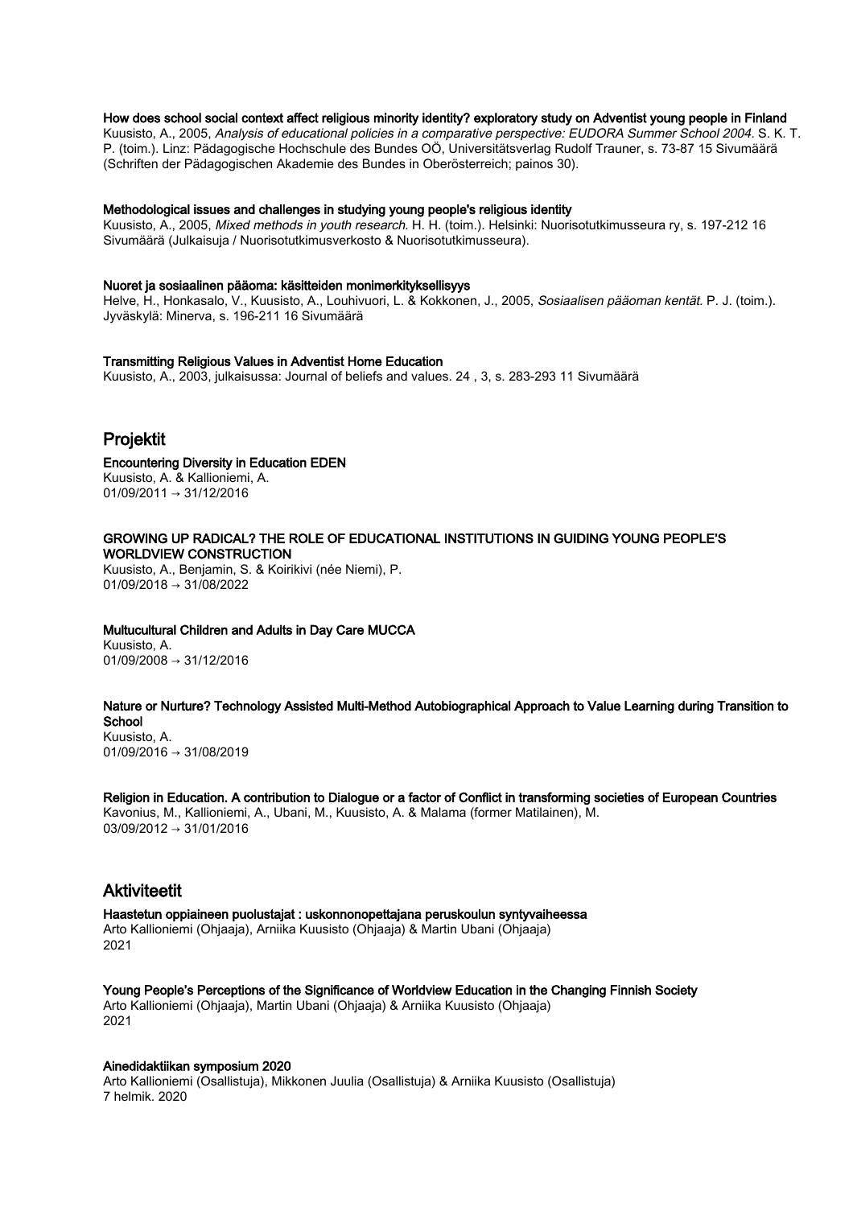**How does school social context affect religious minority identity? exploratory study on Adventist young people in Finland**
Kuusisto, A., 2005, *Analysis of educational policies in a comparative perspective: EUDORA Summer School 2004.* S. K. T. P. (toim.). Linz: Pädagogische Hochschule des Bundes OÖ, Universitätsverlag Rudolf Trauner, s. 73-87 15 Sivumäärä (Schriften der Pädagogischen Akademie des Bundes in Oberösterreich; painos 30).

**Methodological issues and challenges in studying young people's religious identity**
Kuusisto, A., 2005, *Mixed methods in youth research.* H. H. (toim.). Helsinki: Nuorisotutkimusseura ry, s. 197-212 16 Sivumäärä (Julkaisuja / Nuorisotutkimusverkosto & Nuorisotutkimusseura).

**Nuoret ja sosiaalinen pääoma: käsitteiden monimerkityksellisyys**
Helve, H., Honkasalo, V., Kuusisto, A., Louhivuori, L. & Kokkonen, J., 2005, *Sosiaalisen pääoman kentät.* P. J. (toim.). Jyväskylä: Minerva, s. 196-211 16 Sivumäärä

**Transmitting Religious Values in Adventist Home Education**
Kuusisto, A., 2003, julkaisussa: Journal of beliefs and values. 24 , 3, s. 283-293 11 Sivumäärä

## Projektit

**Encountering Diversity in Education EDEN**
Kuusisto, A. & Kallioniemi, A.
01/09/2011 → 31/12/2016

**GROWING UP RADICAL? THE ROLE OF EDUCATIONAL INSTITUTIONS IN GUIDING YOUNG PEOPLE'S WORLDVIEW CONSTRUCTION**
Kuusisto, A., Benjamin, S. & Koirikivi (née Niemi), P.
01/09/2018 → 31/08/2022

**Multucultural Children and Adults in Day Care MUCCA**
Kuusisto, A.
01/09/2008 → 31/12/2016

**Nature or Nurture? Technology Assisted Multi-Method Autobiographical Approach to Value Learning during Transition to School**
Kuusisto, A.
01/09/2016 → 31/08/2019

**Religion in Education. A contribution to Dialogue or a factor of Conflict in transforming societies of European Countries**
Kavonius, M., Kallioniemi, A., Ubani, M., Kuusisto, A. & Malama (former Matilainen), M.
03/09/2012 → 31/01/2016

## Aktiviteetit

**Haastetun oppiaineen puolustajat : uskonnonopettajana peruskoulun syntyvaiheessa**
Arto Kallioniemi (Ohjaaja), Arniika Kuusisto (Ohjaaja) & Martin Ubani (Ohjaaja)
2021

**Young People's Perceptions of the Significance of Worldview Education in the Changing Finnish Society**
Arto Kallioniemi (Ohjaaja), Martin Ubani (Ohjaaja) & Arniika Kuusisto (Ohjaaja)
2021

**Ainedidaktiikan symposium 2020**
Arto Kallioniemi (Osallistuja), Mikkonen Juulia (Osallistuja) & Arniika Kuusisto (Osallistuja)
7 helmik. 2020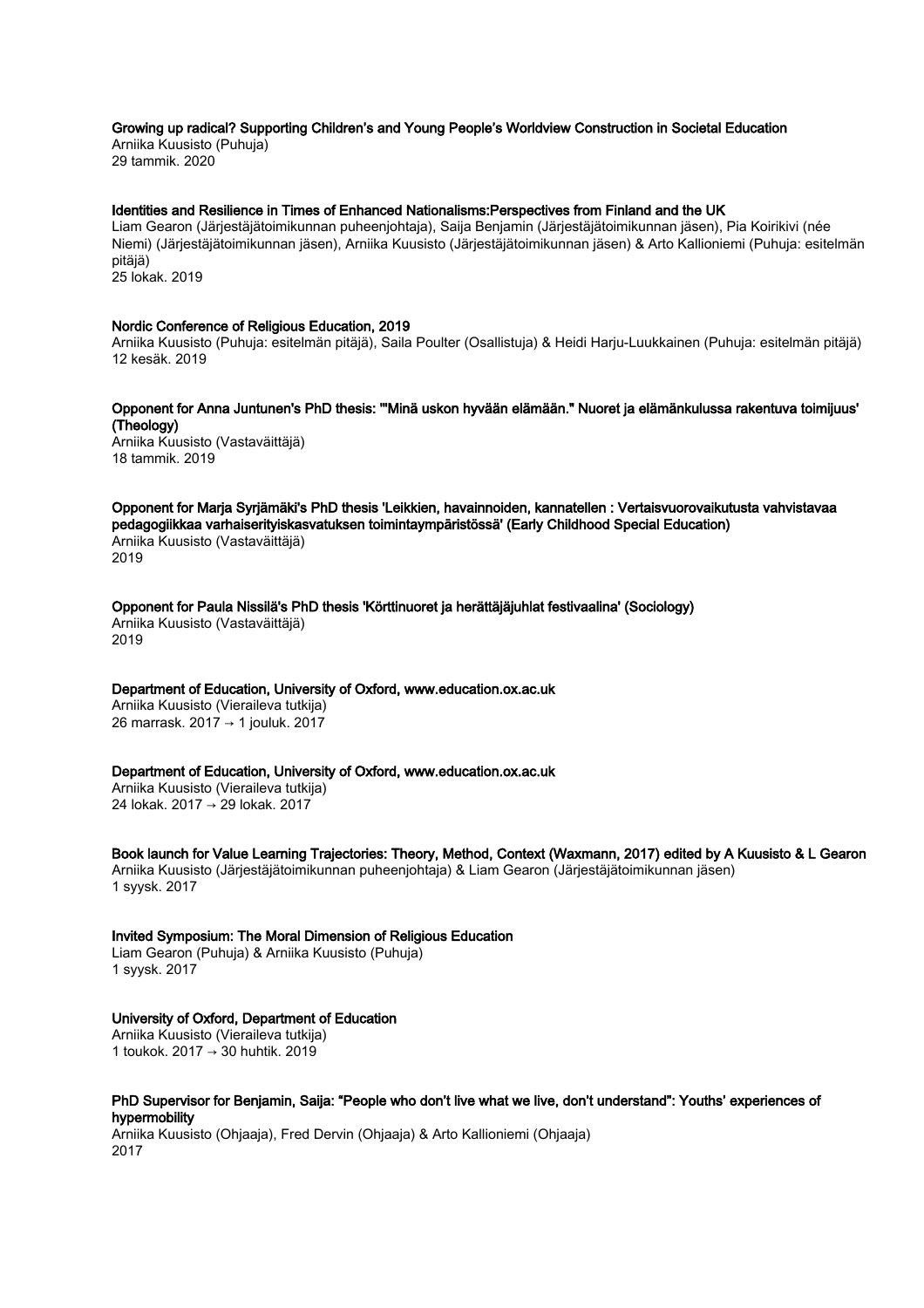**Growing up radical? Supporting Children's and Young People's Worldview Construction in Societal Education**
Arniika Kuusisto (Puhuja)
29 tammik. 2020

**Identities and Resilience in Times of Enhanced Nationalisms:Perspectives from Finland and the UK**
Liam Gearon (Järjestäjätoimikunnan puheenjohtaja), Saija Benjamin (Järjestäjätoimikunnan jäsen), Pia Koirikivi (née Niemi) (Järjestäjätoimikunnan jäsen), Arniika Kuusisto (Järjestäjätoimikunnan jäsen) & Arto Kallioniemi (Puhuja: esitelmän pitäjä)
25 lokak. 2019

**Nordic Conference of Religious Education, 2019**
Arniika Kuusisto (Puhuja: esitelmän pitäjä), Saila Poulter (Osallistuja) & Heidi Harju-Luukkainen (Puhuja: esitelmän pitäjä)
12 kesäk. 2019

**Opponent for Anna Juntunen's PhD thesis: '"Minä uskon hyvään elämään." Nuoret ja elämänkulussa rakentuva toimijuus' (Theology)**
Arniika Kuusisto (Vastaväittäjä)
18 tammik. 2019

**Opponent for Marja Syrjämäki's PhD thesis 'Leikkien, havainnoiden, kannatellen : Vertaisvuorovaikutusta vahvistavaa pedagogiikkaa varhaiserityiskasvatuksen toimintaympäristössä' (Early Childhood Special Education)**
Arniika Kuusisto (Vastaväittäjä)
2019

**Opponent for Paula Nissilä's PhD thesis 'Körttinuoret ja herättäjäjuhlat festivaalina' (Sociology)**
Arniika Kuusisto (Vastaväittäjä)
2019

**Department of Education, University of Oxford, www.education.ox.ac.uk**
Arniika Kuusisto (Vieraileva tutkija)
26 marrask. 2017 → 1 jouluk. 2017

**Department of Education, University of Oxford, www.education.ox.ac.uk**
Arniika Kuusisto (Vieraileva tutkija)
24 lokak. 2017 → 29 lokak. 2017

**Book launch for Value Learning Trajectories: Theory, Method, Context (Waxmann, 2017) edited by A Kuusisto & L Gearon**
Arniika Kuusisto (Järjestäjätoimikunnan puheenjohtaja) & Liam Gearon (Järjestäjätoimikunnan jäsen)
1 syysk. 2017

**Invited Symposium: The Moral Dimension of Religious Education**
Liam Gearon (Puhuja) & Arniika Kuusisto (Puhuja)
1 syysk. 2017

**University of Oxford, Department of Education**
Arniika Kuusisto (Vieraileva tutkija)
1 toukok. 2017 → 30 huhtik. 2019

**PhD Supervisor for Benjamin, Saija: "People who don't live what we live, don't understand": Youths' experiences of hypermobility**
Arniika Kuusisto (Ohjaaja), Fred Dervin (Ohjaaja) & Arto Kallioniemi (Ohjaaja)
2017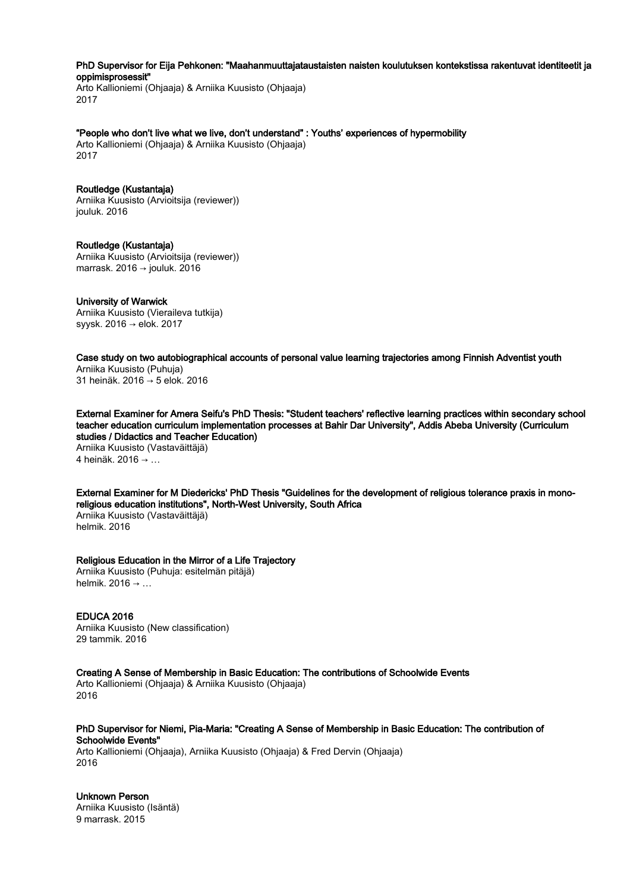**PhD Supervisor for Eija Pehkonen: "Maahanmuuttajataustaisten naisten koulutuksen kontekstissa rakentuvat identiteetit ja oppimisprosessit"**
Arto Kallioniemi (Ohjaaja) & Arniika Kuusisto (Ohjaaja)
2017

**"People who don't live what we live, don't understand" : Youths' experiences of hypermobility**
Arto Kallioniemi (Ohjaaja) & Arniika Kuusisto (Ohjaaja)
2017

**Routledge (Kustantaja)**
Arniika Kuusisto (Arvioitsija (reviewer))
jouluk. 2016

**Routledge (Kustantaja)**
Arniika Kuusisto (Arvioitsija (reviewer))
marrask. 2016 → jouluk. 2016

**University of Warwick**
Arniika Kuusisto (Vieraileva tutkija)
syysk. 2016 → elok. 2017

**Case study on two autobiographical accounts of personal value learning trajectories among Finnish Adventist youth**
Arniika Kuusisto (Puhuja)
31 heinäk. 2016 → 5 elok. 2016

**External Examiner for Amera Seifu's PhD Thesis: "Student teachers' reflective learning practices within secondary school teacher education curriculum implementation processes at Bahir Dar University", Addis Abeba University (Curriculum studies / Didactics and Teacher Education)**
Arniika Kuusisto (Vastaväittäjä)
4 heinäk. 2016 → …

**External Examiner for M Diedericks' PhD Thesis "Guidelines for the development of religious tolerance praxis in mono-religious education institutions", North-West University, South Africa**
Arniika Kuusisto (Vastaväittäjä)
helmik. 2016

**Religious Education in the Mirror of a Life Trajectory**
Arniika Kuusisto (Puhuja: esitelmän pitäjä)
helmik. 2016 → …

**EDUCA 2016**
Arniika Kuusisto (New classification)
29 tammik. 2016

**Creating A Sense of Membership in Basic Education: The contributions of Schoolwide Events**
Arto Kallioniemi (Ohjaaja) & Arniika Kuusisto (Ohjaaja)
2016

**PhD Supervisor for Niemi, Pia-Maria: "Creating A Sense of Membership in Basic Education: The contribution of Schoolwide Events"**
Arto Kallioniemi (Ohjaaja), Arniika Kuusisto (Ohjaaja) & Fred Dervin (Ohjaaja)
2016

**Unknown Person**
Arniika Kuusisto (Isäntä)
9 marrask. 2015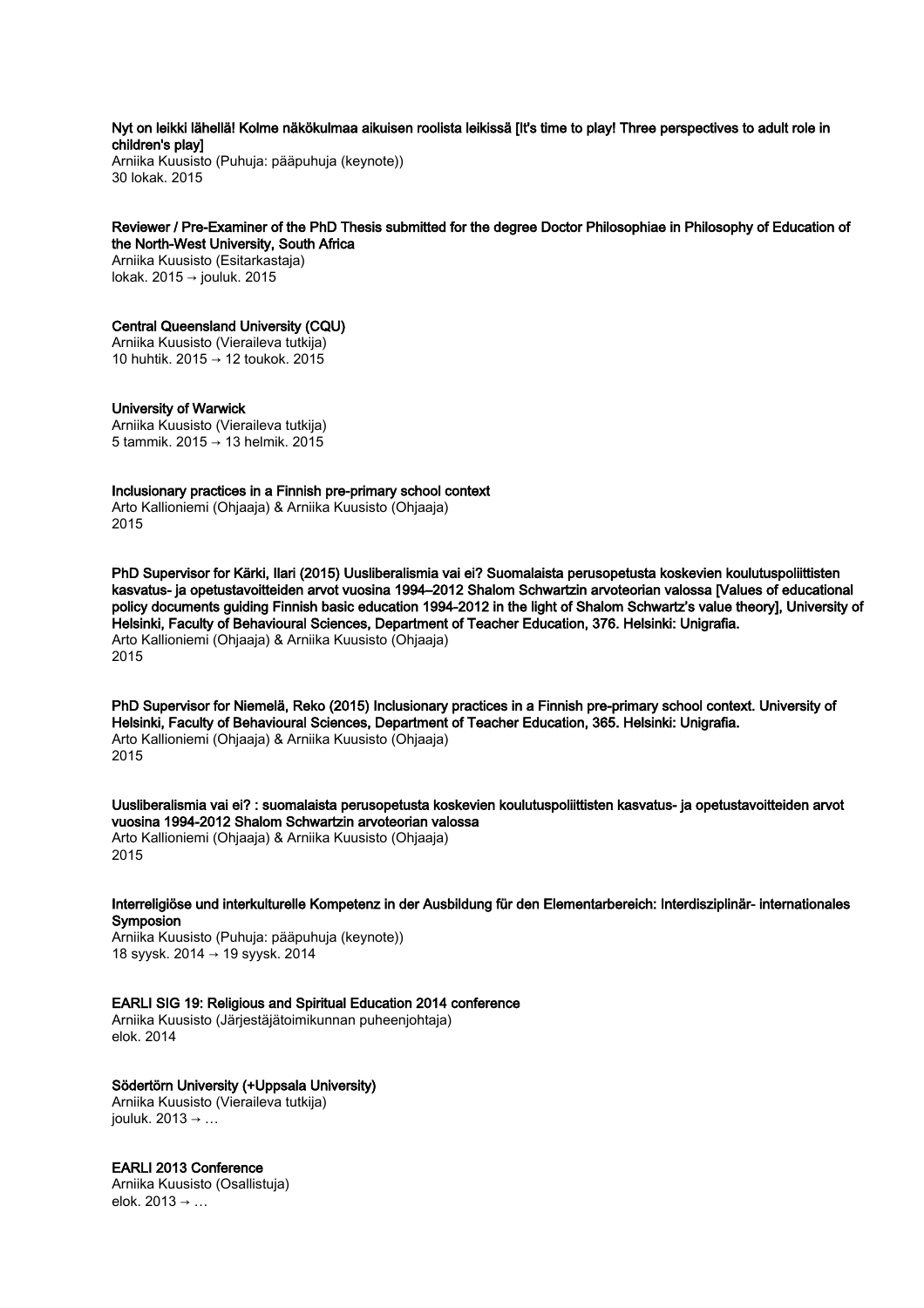**Nyt on leikki lähellä! Kolme näkökulmaa aikuisen roolista leikissä [It's time to play! Three perspectives to adult role in children's play]**
Arniika Kuusisto (Puhuja: pääpuhuja (keynote))
30 lokak. 2015

**Reviewer / Pre-Examiner of the PhD Thesis submitted for the degree Doctor Philosophiae in Philosophy of Education of the North-West University, South Africa**
Arniika Kuusisto (Esitarkastaja)
lokak. 2015 → jouluk. 2015

**Central Queensland University (CQU)**
Arniika Kuusisto (Vieraileva tutkija)
10 huhtik. 2015 → 12 toukok. 2015

**University of Warwick**
Arniika Kuusisto (Vieraileva tutkija)
5 tammik. 2015 → 13 helmik. 2015

**Inclusionary practices in a Finnish pre-primary school context**
Arto Kallioniemi (Ohjaaja) & Arniika Kuusisto (Ohjaaja)
2015

**PhD Supervisor for Kärki, Ilari (2015) Uusliberalismia vai ei? Suomalaista perusopetusta koskevien koulutuspoliittisten kasvatus- ja opetustavoitteiden arvot vuosina 1994–2012 Shalom Schwartzin arvoteorian valossa [Values of educational policy documents guiding Finnish basic education 1994–2012 in the light of Shalom Schwartz's value theory], University of Helsinki, Faculty of Behavioural Sciences, Department of Teacher Education, 376. Helsinki: Unigrafia.**
Arto Kallioniemi (Ohjaaja) & Arniika Kuusisto (Ohjaaja)
2015

**PhD Supervisor for Niemelä, Reko (2015) Inclusionary practices in a Finnish pre-primary school context. University of Helsinki, Faculty of Behavioural Sciences, Department of Teacher Education, 365. Helsinki: Unigrafia.**
Arto Kallioniemi (Ohjaaja) & Arniika Kuusisto (Ohjaaja)
2015

**Uusliberalismia vai ei? : suomalaista perusopetusta koskevien koulutuspoliittisten kasvatus- ja opetustavoitteiden arvot vuosina 1994-2012 Shalom Schwartzin arvoteorian valossa**
Arto Kallioniemi (Ohjaaja) & Arniika Kuusisto (Ohjaaja)
2015

**Interreligiöse und interkulturelle Kompetenz in der Ausbildung für den Elementarbereich: Interdisziplinär- internationales Symposion**
Arniika Kuusisto (Puhuja: pääpuhuja (keynote))
18 syysk. 2014 → 19 syysk. 2014

**EARLI SIG 19: Religious and Spiritual Education 2014 conference**
Arniika Kuusisto (Järjestäjätoimikunnan puheenjohtaja)
elok. 2014

**Södertörn University (+Uppsala University)**
Arniika Kuusisto (Vieraileva tutkija)
jouluk. 2013 → …

**EARLI 2013 Conference**
Arniika Kuusisto (Osallistuja)
elok. 2013 → …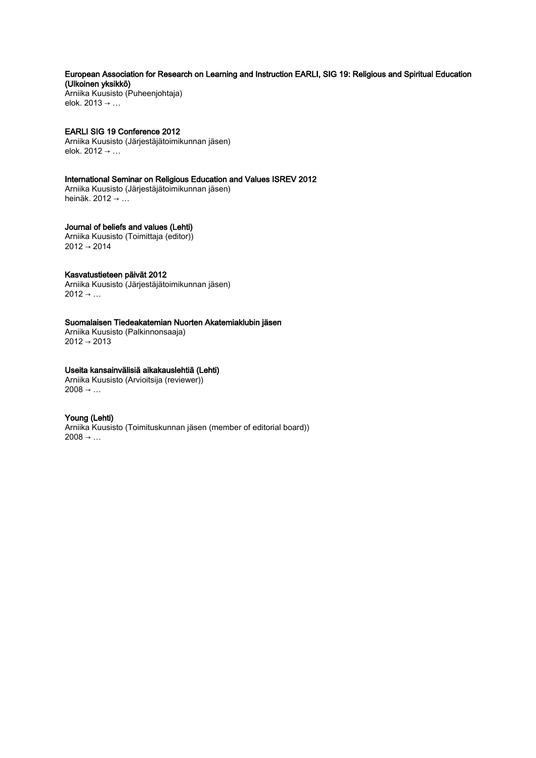**European Association for Research on Learning and Instruction EARLI, SIG 19: Religious and Spiritual Education (Ulkoinen yksikkö)**
Arniika Kuusisto (Puheenjohtaja)
elok. 2013 → …

**EARLI SIG 19 Conference 2012**
Arniika Kuusisto (Järjestäjätoimikunnan jäsen)
elok. 2012 → …

**International Seminar on Religious Education and Values ISREV 2012**
Arniika Kuusisto (Järjestäjätoimikunnan jäsen)
heinäk. 2012 → …

**Journal of beliefs and values (Lehti)**
Arniika Kuusisto (Toimittaja (editor))
2012 → 2014

**Kasvatustieteen päivät 2012**
Arniika Kuusisto (Järjestäjätoimikunnan jäsen)
2012 → …

**Suomalaisen Tiedeakatemian Nuorten Akatemiaklubin jäsen**
Arniika Kuusisto (Palkinnonsaaja)
2012 → 2013

**Useita kansainvälisiä aikakauslehtiä (Lehti)**
Arniika Kuusisto (Arvioitsija (reviewer))
2008 → …

**Young (Lehti)**
Arniika Kuusisto (Toimituskunnan jäsen (member of editorial board))
2008 → …